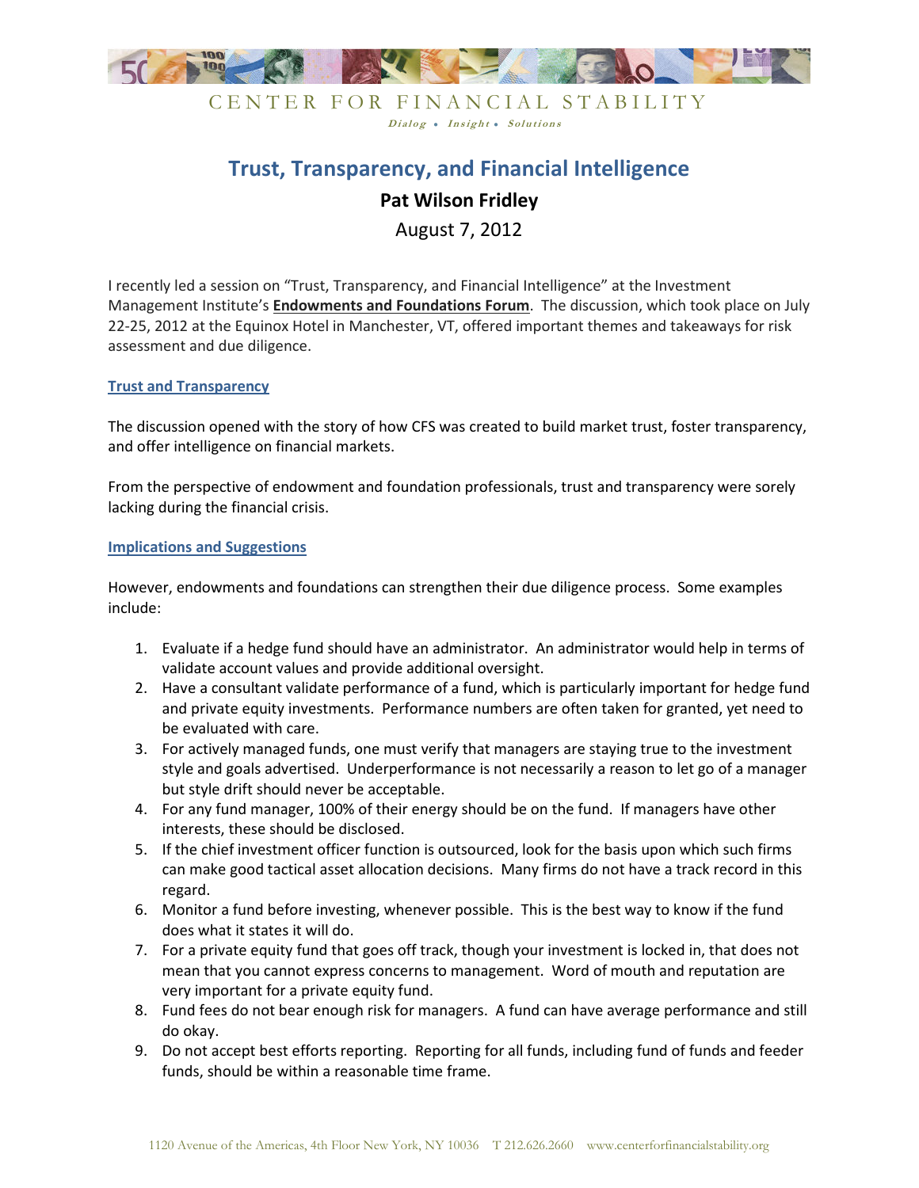CENTER FOR FINANCIAL STABILITY

*Dialog • Insight • Solutions*

# Trust, Transparency, and Financial Intelligence

## Pat Wilson Fridley

August 7, 2012

I recently led a session on "Trust, Transparency, and Financial Intelligence" at the Investment Management Institute's **Endowments and Foundations Forum**. The discussion, which took place on July 22-25, 2012 at the Equinox Hotel in Manchester, VT, offered important themes and takeaways for risk assessment and due diligence.

### Trust and Transparency

The discussion opened with the story of how CFS was created to build market trust, foster transparency, and offer intelligence on financial markets.

From the perspective of endowment and foundation professionals, trust and transparency were sorely lacking during the financial crisis.

### Implications and Suggestions

However, endowments and foundations can strengthen their due diligence process. Some examples include:

1. Evaluate if a hedge fund should have an administrator. An administrator would help in terms of validate account values and provide additional oversight.
2. Have a consultant validate performance of a fund, which is particularly important for hedge fund and private equity investments. Performance numbers are often taken for granted, yet need to be evaluated with care.
3. For actively managed funds, one must verify that managers are staying true to the investment style and goals advertised. Underperformance is not necessarily a reason to let go of a manager but style drift should never be acceptable.
4. For any fund manager, 100% of their energy should be on the fund. If managers have other interests, these should be disclosed.
5. If the chief investment officer function is outsourced, look for the basis upon which such firms can make good tactical asset allocation decisions. Many firms do not have a track record in this regard.
6. Monitor a fund before investing, whenever possible. This is the best way to know if the fund does what it states it will do.
7. For a private equity fund that goes off track, though your investment is locked in, that does not mean that you cannot express concerns to management. Word of mouth and reputation are very important for a private equity fund.
8. Fund fees do not bear enough risk for managers. A fund can have average performance and still do okay.
9. Do not accept best efforts reporting. Reporting for all funds, including fund of funds and feeder funds, should be within a reasonable time frame.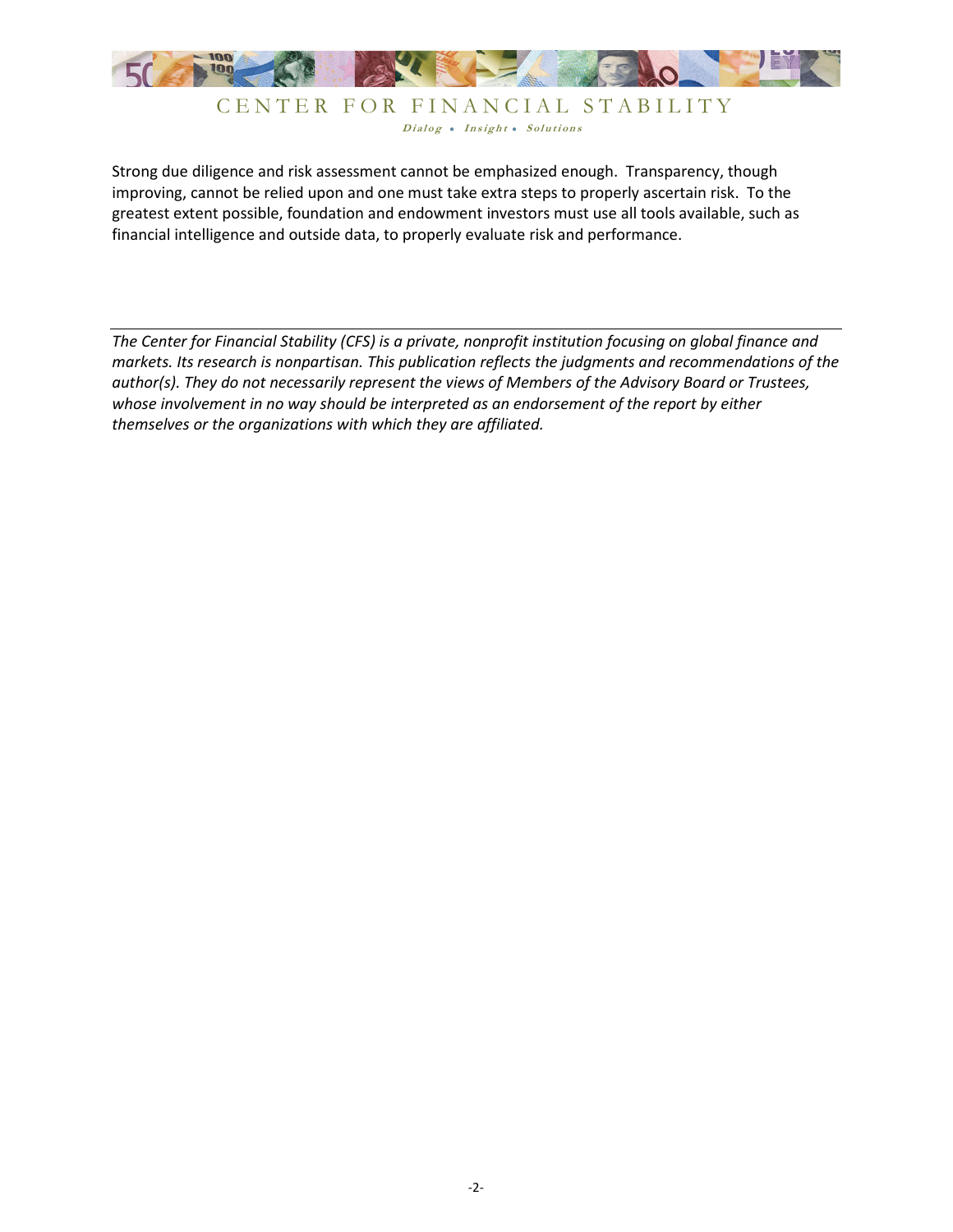Strong due diligence and risk assessment cannot be emphasized enough. Transparency, though improving, cannot be relied upon and one must take extra steps to properly ascertain risk. To the greatest extent possible, foundation and endowment investors must use all tools available, such as financial intelligence and outside data, to properly evaluate risk and performance.

---

*The Center for Financial Stability (CFS) is a private, nonprofit institution focusing on global finance and markets. Its research is nonpartisan. This publication reflects the judgments and recommendations of the author(s). They do not necessarily represent the views of Members of the Advisory Board or Trustees, whose involvement in no way should be interpreted as an endorsement of the report by either themselves or the organizations with which they are affiliated.*